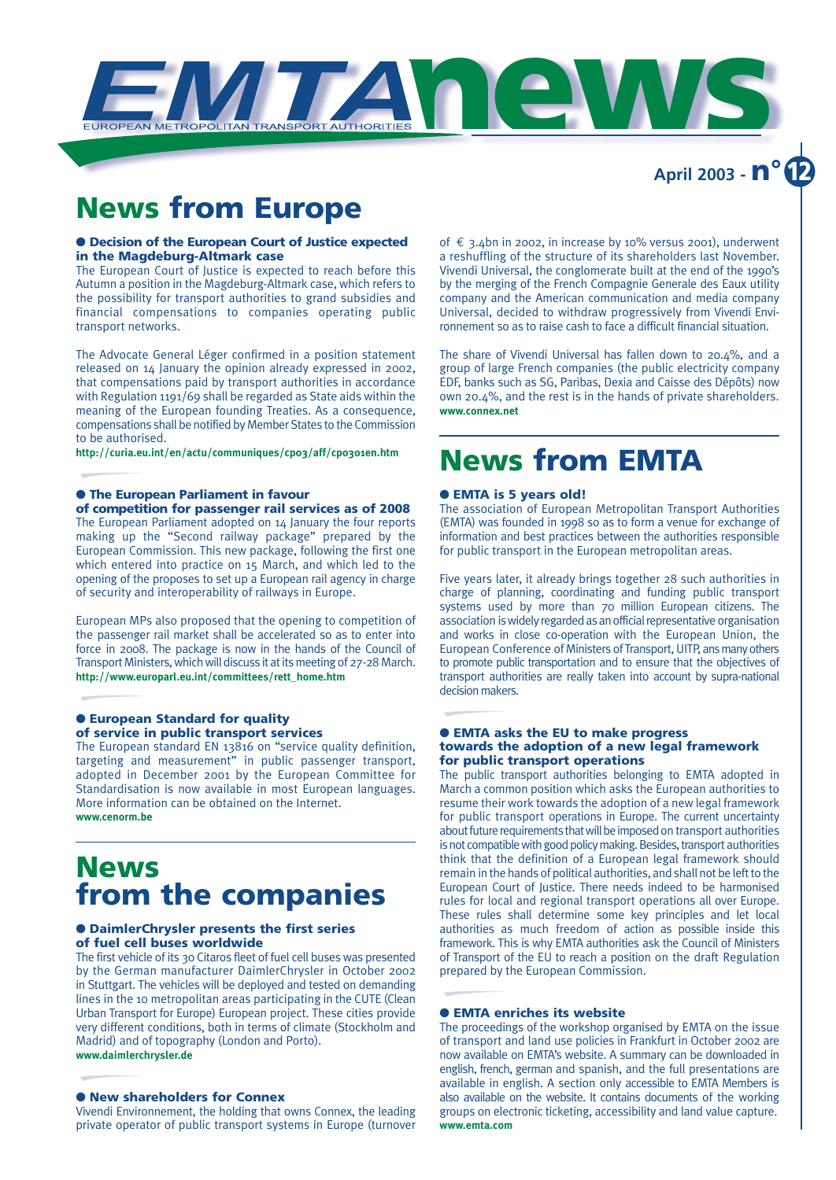# EMTA news

EUROPEAN METROPOLITAN TRANSPORT AUTHORITIES

April 2003 - n° 12

# News from Europe

## ● Decision of the European Court of Justice expected in the Magdeburg-Altmark case

The European Court of Justice is expected to reach before this Autumn a position in the Magdeburg-Altmark case, which refers to the possibility for transport authorities to grand subsidies and financial compensations to companies operating public transport networks.

The Advocate General Léger confirmed in a position statement released on 14 January the opinion already expressed in 2002, that compensations paid by transport authorities in accordance with Regulation 1191/69 shall be regarded as State aids within the meaning of the European founding Treaties. As a consequence, compensations shall be notified by Member States to the Commission to be authorised.

**http://curia.eu.int/en/actu/communiques/cp03/aff/cp0301en.htm**

## ● The European Parliament in favour of competition for passenger rail services as of 2008

The European Parliament adopted on 14 January the four reports making up the "Second railway package" prepared by the European Commission. This new package, following the first one which entered into practice on 15 March, and which led to the opening of the proposes to set up a European rail agency in charge of security and interoperability of railways in Europe.

European MPs also proposed that the opening to competition of the passenger rail market shall be accelerated so as to enter into force in 2008. The package is now in the hands of the Council of Transport Ministers, which will discuss it at its meeting of 27-28 March.

**http://www.europarl.eu.int/committees/rett_home.htm**

## ● European Standard for quality of service in public transport services

The European standard EN 13816 on "service quality definition, targeting and measurement" in public passenger transport, adopted in December 2001 by the European Committee for Standardisation is now available in most European languages. More information can be obtained on the Internet.

**www.cenorm.be**

# News from the companies

## ● DaimlerChrysler presents the first series of fuel cell buses worldwide

The first vehicle of its 30 Citaros fleet of fuel cell buses was presented by the German manufacturer DaimlerChrysler in October 2002 in Stuttgart. The vehicles will be deployed and tested on demanding lines in the 10 metropolitan areas participating in the CUTE (Clean Urban Transport for Europe) European project. These cities provide very different conditions, both in terms of climate (Stockholm and Madrid) and of topography (London and Porto).

**www.daimlerchrysler.de**

## ● New shareholders for Connex

Vivendi Environnement, the holding that owns Connex, the leading private operator of public transport systems in Europe (turnover of € 3.4bn in 2002, in increase by 10% versus 2001), underwent a reshuffling of the structure of its shareholders last November. Vivendi Universal, the conglomerate built at the end of the 1990's by the merging of the French Compagnie Generale des Eaux utility company and the American communication and media company Universal, decided to withdraw progressively from Vivendi Environnement so as to raise cash to face a difficult financial situation.

The share of Vivendi Universal has fallen down to 20.4%, and a group of large French companies (the public electricity company EDF, banks such as SG, Paribas, Dexia and Caisse des Dépôts) now own 20.4%, and the rest is in the hands of private shareholders.

**www.connex.net**

# News from EMTA

## ● EMTA is 5 years old!

The association of European Metropolitan Transport Authorities (EMTA) was founded in 1998 so as to form a venue for exchange of information and best practices between the authorities responsible for public transport in the European metropolitan areas.

Five years later, it already brings together 28 such authorities in charge of planning, coordinating and funding public transport systems used by more than 70 million European citizens. The association is widely regarded as an official representative organisation and works in close co-operation with the European Union, the European Conference of Ministers of Transport, UITP, ans many others to promote public transportation and to ensure that the objectives of transport authorities are really taken into account by supra-national decision makers.

## ● EMTA asks the EU to make progress towards the adoption of a new legal framework for public transport operations

The public transport authorities belonging to EMTA adopted in March a common position which asks the European authorities to resume their work towards the adoption of a new legal framework for public transport operations in Europe. The current uncertainty about future requirements that will be imposed on transport authorities is not compatible with good policy making. Besides, transport authorities think that the definition of a European legal framework should remain in the hands of political authorities, and shall not be left to the European Court of Justice. There needs indeed to be harmonised rules for local and regional transport operations all over Europe. These rules shall determine some key principles and let local authorities as much freedom of action as possible inside this framework. This is why EMTA authorities ask the Council of Ministers of Transport of the EU to reach a position on the draft Regulation prepared by the European Commission.

## ● EMTA enriches its website

The proceedings of the workshop organised by EMTA on the issue of transport and land use policies in Frankfurt in October 2002 are now available on EMTA's website. A summary can be downloaded in english, french, german and spanish, and the full presentations are available in english. A section only accessible to EMTA Members is also available on the website. It contains documents of the working groups on electronic ticketing, accessibility and land value capture.

**www.emta.com**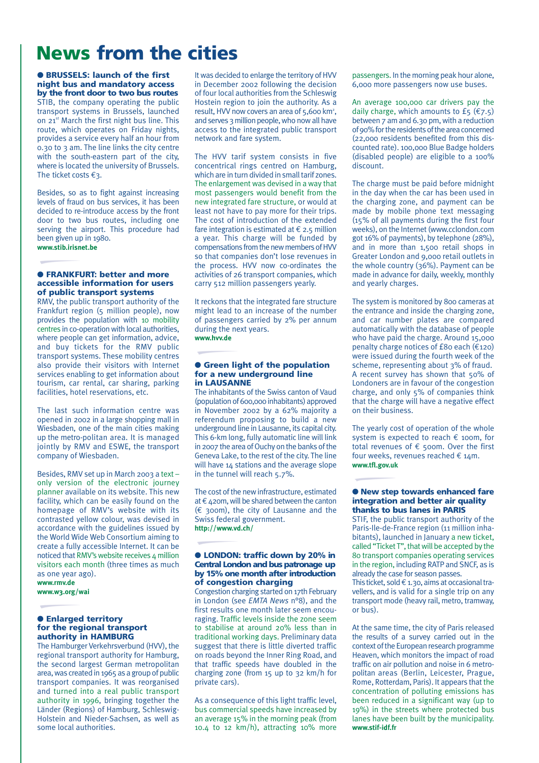# News from the cities

## ● BRUSSELS: launch of the first night bus and mandatory access by the front door to two bus routes

STIB, the company operating the public transport systems in Brussels, launched on 21st March the first night bus line. This route, which operates on Friday nights, provides a service every half an hour from 0.30 to 3 am. The line links the city centre with the south-eastern part of the city, where is located the university of Brussels. The ticket costs €3.

Besides, so as to fight against increasing levels of fraud on bus services, it has been decided to re-introduce access by the front door to two bus routes, including one serving the airport. This procedure had been given up in 1980.

**www.stib.irisnet.be**

## ● FRANKFURT: better and more accessible information for users of public transport systems

RMV, the public transport authority of the Frankfurt region (5 million people), now provides the population with 10 mobility centres in co-operation with local authorities, where people can get information, advice, and buy tickets for the RMV public transport systems. These mobility centres also provide their visitors with Internet services enabling to get information about tourism, car rental, car sharing, parking facilities, hotel reservations, etc.

The last such information centre was opened in 2002 in a large shopping mall in Wiesbaden, one of the main cities making up the metro-politan area. It is managed jointly by RMV and ESWE, the transport company of Wiesbaden.

Besides, RMV set up in March 2003 a text – only version of the electronic journey planner available on its website. This new facility, which can be easily found on the homepage of RMV's website with its contrasted yellow colour, was devised in accordance with the guidelines issued by the World Wide Web Consortium aiming to create a fully accessible Internet. It can be noticed that RMV's website receives 4 million visitors each month (three times as much as one year ago).

**www.rmv.de**
**www.w3.org/wai**

## ● Enlarged territory for the regional transport authority in HAMBURG

The Hamburger Verkehrsverbund (HVV), the regional transport authority for Hamburg, the second largest German metropolitan area, was created in 1965 as a group of public transport companies. It was reorganised and turned into a real public transport authority in 1996, bringing together the Länder (Regions) of Hamburg, Schleswig-Holstein and Nieder-Sachsen, as well as some local authorities.

It was decided to enlarge the territory of HVV in December 2002 following the decision of four local authorities from the Schleswig Hostein region to join the authority. As a result, HVV now covers an area of 5,600 km², and serves 3 million people, who now all have access to the integrated public transport network and fare system.

The HVV tarif system consists in five concentrical rings centred on Hamburg, which are in turn divided in small tarif zones. The enlargement was devised in a way that most passengers would benefit from the new integrated fare structure, or would at least not have to pay more for their trips. The cost of introduction of the extended fare integration is estimated at € 2.5 million a year. This charge will be funded by compensations from the new members of HVV so that companies don't lose revenues in the process. HVV now co-ordinates the activities of 26 transport companies, which carry 512 million passengers yearly.

It reckons that the integrated fare structure might lead to an increase of the number of passengers carried by 2% per annum during the next years.

**www.hvv.de**

## ● Green light of the population for a new underground line in LAUSANNE

The inhabitants of the Swiss canton of Vaud (population of 600,000 inhabitants) approved in November 2002 by a 62% majority a referendum proposing to build a new underground line in Lausanne, its capital city. This 6-km long, fully automatic line will link in 2007 the area of Ouchy on the banks of the Geneva Lake, to the rest of the city. The line will have 14 stations and the average slope in the tunnel will reach 5.7%.

The cost of the new infrastructure, estimated at € 420m, will be shared between the canton (€ 300m), the city of Lausanne and the Swiss federal government.

**http://www.vd.ch/**

## ● LONDON: traffic down by 20% in Central London and bus patronage up by 15% one month after introduction of congestion charging

Congestion charging started on 17th February in London (see *EMTA News* n°8), and the first results one month later seem encouraging. Traffic levels inside the zone seem to stabilise at around 20% less than in traditional working days. Preliminary data suggest that there is little diverted traffic on roads beyond the Inner Ring Road, and that traffic speeds have doubled in the charging zone (from 15 up to 32 km/h for private cars).

As a consequence of this light traffic level, bus commercial speeds have increased by an average 15% in the morning peak (from 10.4 to 12 km/h), attracting 10% more passengers. In the morning peak hour alone, 6,000 more passengers now use buses.

An average 100,000 car drivers pay the daily charge, which amounts to £5 (€7.5) between 7 am and 6.30 pm, with a reduction of 90% for the residents of the area concerned (22,000 residents benefited from this discounted rate). 100,000 Blue Badge holders (disabled people) are eligible to a 100% discount.

The charge must be paid before midnight in the day when the car has been used in the charging zone, and payment can be made by mobile phone text messaging (15% of all payments during the first four weeks), on the Internet (www.cclondon.com got 16% of payments), by telephone (28%), and in more than 1,500 retail shops in Greater London and 9,000 retail outlets in the whole country (36%). Payment can be made in advance for daily, weekly, monthly and yearly charges.

The system is monitored by 800 cameras at the entrance and inside the charging zone, and car number plates are compared automatically with the database of people who have paid the charge. Around 15,000 penalty charge notices of £80 each (€120) were issued during the fourth week of the scheme, representing about 3% of fraud. A recent survey has shown that 50% of Londoners are in favour of the congestion charge, and only 5% of companies think that the charge will have a negative effect on their business.

The yearly cost of operation of the whole system is expected to reach € 100m, for total revenues of € 500m. Over the first four weeks, revenues reached € 14m.

**www.tfl.gov.uk**

## ● New step towards enhanced fare integration and better air quality thanks to bus lanes in PARIS

STIF, the public transport authority of the Paris-Ile-de-France region (11 million inhabitants), launched in January a new ticket, called "Ticket T", that will be accepted by the 80 transport companies operating services in the region, including RATP and SNCF, as is already the case for season passes.

This ticket, sold € 1.30, aims at occasional travellers, and is valid for a single trip on any transport mode (heavy rail, metro, tramway, or bus).

At the same time, the city of Paris released the results of a survey carried out in the context of the European research programme Heaven, which monitors the impact of road traffic on air pollution and noise in 6 metropolitan areas (Berlin, Leicester, Prague, Rome, Rotterdam, Paris). It appears that the concentration of polluting emissions has been reduced in a significant way (up to 19%) in the streets where protected bus lanes have been built by the municipality.

**www.stif-idf.fr**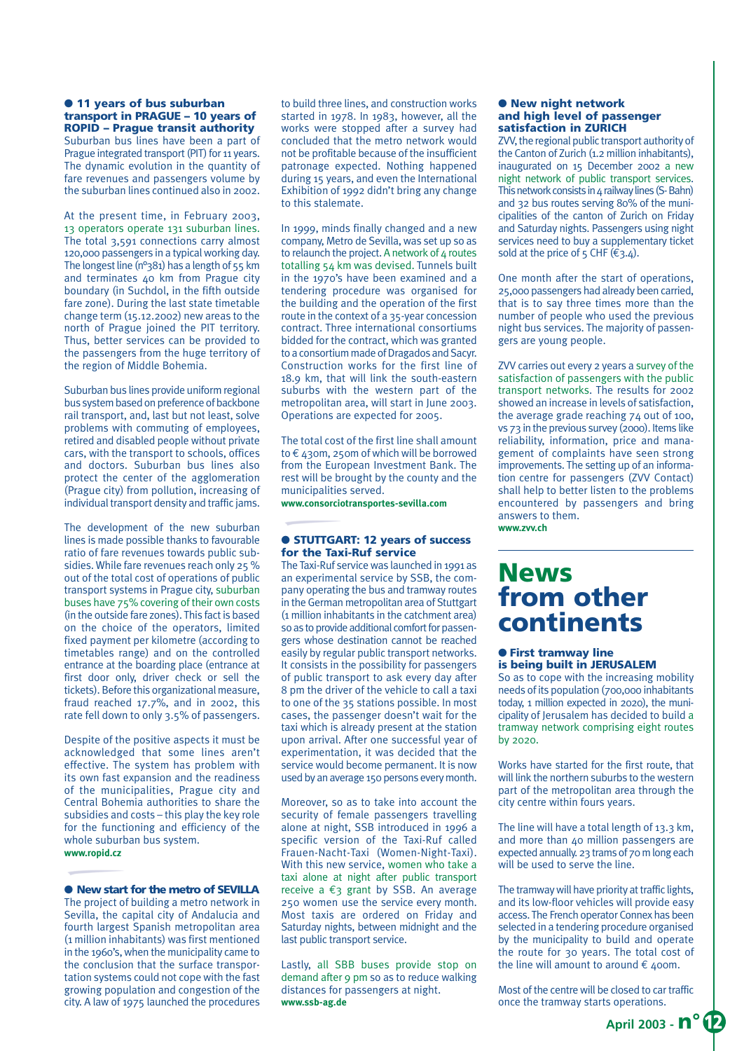### ● 11 years of bus suburban transport in PRAGUE – 10 years of ROPID – Prague transit authority

Suburban bus lines have been a part of Prague integrated transport (PIT) for 11 years. The dynamic evolution in the quantity of fare revenues and passengers volume by the suburban lines continued also in 2002.

At the present time, in February 2003, 13 operators operate 131 suburban lines. The total 3,591 connections carry almost 120,000 passengers in a typical working day. The longest line (n°381) has a length of 55 km and terminates 40 km from Prague city boundary (in Suchdol, in the fifth outside fare zone). During the last state timetable change term (15.12.2002) new areas to the north of Prague joined the PIT territory. Thus, better services can be provided to the passengers from the huge territory of the region of Middle Bohemia.

Suburban bus lines provide uniform regional bus system based on preference of backbone rail transport, and, last but not least, solve problems with commuting of employees, retired and disabled people without private cars, with the transport to schools, offices and doctors. Suburban bus lines also protect the center of the agglomeration (Prague city) from pollution, increasing of individual transport density and traffic jams.

The development of the new suburban lines is made possible thanks to favourable ratio of fare revenues towards public subsidies. While fare revenues reach only 25 % out of the total cost of operations of public transport systems in Prague city, suburban buses have 75% covering of their own costs (in the outside fare zones). This fact is based on the choice of the operators, limited fixed payment per kilometre (according to timetables range) and on the controlled entrance at the boarding place (entrance at first door only, driver check or sell the tickets). Before this organizational measure, fraud reached 17.7%, and in 2002, this rate fell down to only 3.5% of passengers.

Despite of the positive aspects it must be acknowledged that some lines aren't effective. The system has problem with its own fast expansion and the readiness of the municipalities, Prague city and Central Bohemia authorities to share the subsidies and costs – this play the key role for the functioning and efficiency of the whole suburban bus system.

**www.ropid.cz**

### ● New start for the metro of SEVILLA

The project of building a metro network in Sevilla, the capital city of Andalucia and fourth largest Spanish metropolitan area (1 million inhabitants) was first mentioned in the 1960's, when the municipality came to the conclusion that the surface transportation systems could not cope with the fast growing population and congestion of the city. A law of 1975 launched the procedures to build three lines, and construction works started in 1978. In 1983, however, all the works were stopped after a survey had concluded that the metro network would not be profitable because of the insufficient patronage expected. Nothing happened during 15 years, and even the International Exhibition of 1992 didn't bring any change to this stalemate.

In 1999, minds finally changed and a new company, Metro de Sevilla, was set up so as to relaunch the project. A network of 4 routes totalling 54 km was devised. Tunnels built in the 1970's have been examined and a tendering procedure was organised for the building and the operation of the first route in the context of a 35-year concession contract. Three international consortiums bidded for the contract, which was granted to a consortium made of Dragados and Sacyr. Construction works for the first line of 18.9 km, that will link the south-eastern suburbs with the western part of the metropolitan area, will start in June 2003. Operations are expected for 2005.

The total cost of the first line shall amount to € 430m, 250m of which will be borrowed from the European Investment Bank. The rest will be brought by the county and the municipalities served.

**www.consorciotransportes-sevilla.com**

### ● STUTTGART: 12 years of success for the Taxi-Ruf service

The Taxi-Ruf service was launched in 1991 as an experimental service by SSB, the company operating the bus and tramway routes in the German metropolitan area of Stuttgart (1 million inhabitants in the catchment area) so as to provide additional comfort for passengers whose destination cannot be reached easily by regular public transport networks. It consists in the possibility for passengers of public transport to ask every day after 8 pm the driver of the vehicle to call a taxi to one of the 35 stations possible. In most cases, the passenger doesn't wait for the taxi which is already present at the station upon arrival. After one successful year of experimentation, it was decided that the service would become permanent. It is now used by an average 150 persons every month.

Moreover, so as to take into account the security of female passengers travelling alone at night, SSB introduced in 1996 a specific version of the Taxi-Ruf called Frauen-Nacht-Taxi (Women-Night-Taxi). With this new service, women who take a taxi alone at night after public transport receive a €3 grant by SSB. An average 250 women use the service every month. Most taxis are ordered on Friday and Saturday nights, between midnight and the last public transport service.

Lastly, all SBB buses provide stop on demand after 9 pm so as to reduce walking distances for passengers at night.

**www.ssb-ag.de**

### ● New night network and high level of passenger satisfaction in ZURICH

ZVV, the regional public transport authority of the Canton of Zurich (1.2 million inhabitants), inaugurated on 15 December 2002 a new night network of public transport services. This network consists in 4 railway lines (S-Bahn) and 32 bus routes serving 80% of the municipalities of the canton of Zurich on Friday and Saturday nights. Passengers using night services need to buy a supplementary ticket sold at the price of 5 CHF (€3.4).

One month after the start of operations, 25,000 passengers had already been carried, that is to say three times more than the number of people who used the previous night bus services. The majority of passengers are young people.

ZVV carries out every 2 years a survey of the satisfaction of passengers with the public transport networks. The results for 2002 showed an increase in levels of satisfaction, the average grade reaching 74 out of 100, vs 73 in the previous survey (2000). Items like reliability, information, price and management of complaints have seen strong improvements. The setting up of an information centre for passengers (ZVV Contact) shall help to better listen to the problems encountered by passengers and bring answers to them.

**www.zvv.ch**

# News from other continents

### ● First tramway line is being built in JERUSALEM

So as to cope with the increasing mobility needs of its population (700,000 inhabitants today, 1 million expected in 2020), the municipality of Jerusalem has decided to build a tramway network comprising eight routes by 2020.

Works have started for the first route, that will link the northern suburbs to the western part of the metropolitan area through the city centre within fours years.

The line will have a total length of 13.3 km, and more than 40 million passengers are expected annually. 23 trams of 70 m long each will be used to serve the line.

The tramway will have priority at traffic lights, and its low-floor vehicles will provide easy access. The French operator Connex has been selected in a tendering procedure organised by the municipality to build and operate the route for 30 years. The total cost of the line will amount to around € 400m.

Most of the centre will be closed to car traffic once the tramway starts operations.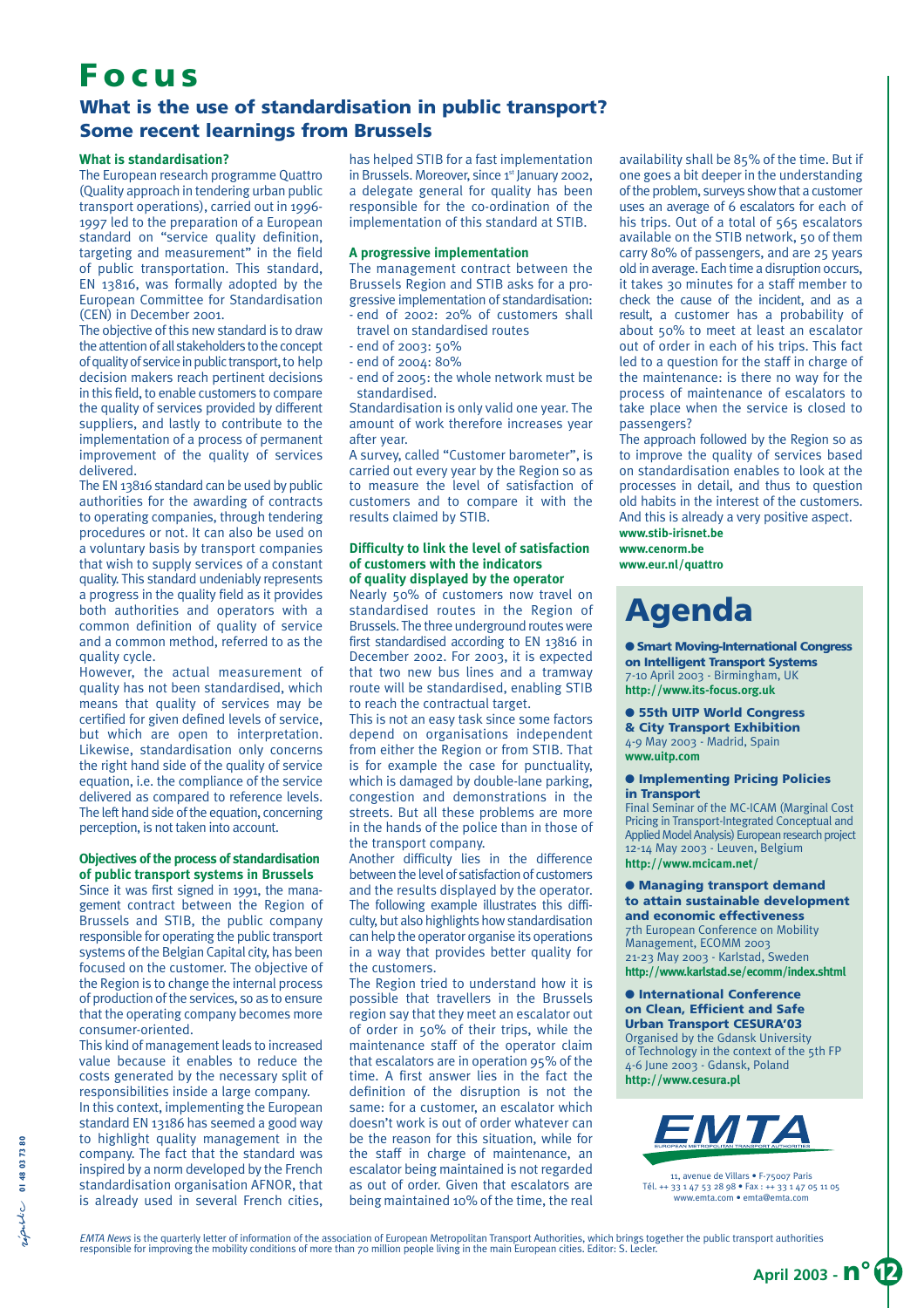# Focus

## What is the use of standardisation in public transport? Some recent learnings from Brussels

### What is standardisation?

The European research programme Quattro (Quality approach in tendering urban public transport operations), carried out in 1996-1997 led to the preparation of a European standard on "service quality definition, targeting and measurement" in the field of public transportation. This standard, EN 13816, was formally adopted by the European Committee for Standardisation (CEN) in December 2001.

The objective of this new standard is to draw the attention of all stakeholders to the concept of quality of service in public transport, to help decision makers reach pertinent decisions in this field, to enable customers to compare the quality of services provided by different suppliers, and lastly to contribute to the implementation of a process of permanent improvement of the quality of services delivered.

The EN 13816 standard can be used by public authorities for the awarding of contracts to operating companies, through tendering procedures or not. It can also be used on a voluntary basis by transport companies that wish to supply services of a constant quality. This standard undeniably represents a progress in the quality field as it provides both authorities and operators with a common definition of quality of service and a common method, referred to as the quality cycle.

However, the actual measurement of quality has not been standardised, which means that quality of services may be certified for given defined levels of service, but which are open to interpretation. Likewise, standardisation only concerns the right hand side of the quality of service equation, i.e. the compliance of the service delivered as compared to reference levels. The left hand side of the equation, concerning perception, is not taken into account.

### Objectives of the process of standardisation of public transport systems in Brussels

Since it was first signed in 1991, the management contract between the Region of Brussels and STIB, the public company responsible for operating the public transport systems of the Belgian Capital city, has been focused on the customer. The objective of the Region is to change the internal process of production of the services, so as to ensure that the operating company becomes more consumer-oriented.

This kind of management leads to increased value because it enables to reduce the costs generated by the necessary split of responsibilities inside a large company.

In this context, implementing the European standard EN 13186 has seemed a good way to highlight quality management in the company. The fact that the standard was inspired by a norm developed by the French standardisation organisation AFNOR, that is already used in several French cities, has helped STIB for a fast implementation in Brussels. Moreover, since 1st January 2002, a delegate general for quality has been responsible for the co-ordination of the implementation of this standard at STIB.

### A progressive implementation

The management contract between the Brussels Region and STIB asks for a progressive implementation of standardisation:

- end of 2002: 20% of customers shall travel on standardised routes
- end of 2003: 50%
- end of 2004: 80%
- end of 2005: the whole network must be standardised.

Standardisation is only valid one year. The amount of work therefore increases year after year.

A survey, called "Customer barometer", is carried out every year by the Region so as to measure the level of satisfaction of customers and to compare it with the results claimed by STIB.

### Difficulty to link the level of satisfaction of customers with the indicators of quality displayed by the operator

Nearly 50% of customers now travel on standardised routes in the Region of Brussels. The three underground routes were first standardised according to EN 13816 in December 2002. For 2003, it is expected that two new bus lines and a tramway route will be standardised, enabling STIB to reach the contractual target.

This is not an easy task since some factors depend on organisations independent from either the Region or from STIB. That is for example the case for punctuality, which is damaged by double-lane parking, congestion and demonstrations in the streets. But all these problems are more in the hands of the police than in those of the transport company.

Another difficulty lies in the difference between the level of satisfaction of customers and the results displayed by the operator. The following example illustrates this difficulty, but also highlights how standardisation can help the operator organise its operations in a way that provides better quality for the customers.

The Region tried to understand how it is possible that travellers in the Brussels region say that they meet an escalator out of order in 50% of their trips, while the maintenance staff of the operator claim that escalators are in operation 95% of the time. A first answer lies in the fact the definition of the disruption is not the same: for a customer, an escalator which doesn't work is out of order whatever can be the reason for this situation, while for the staff in charge of maintenance, an escalator being maintained is not regarded as out of order. Given that escalators are being maintained 10% of the time, the real availability shall be 85% of the time. But if one goes a bit deeper in the understanding of the problem, surveys show that a customer uses an average of 6 escalators for each of his trips. Out of a total of 565 escalators available on the STIB network, 50 of them carry 80% of passengers, and are 25 years old in average. Each time a disruption occurs, it takes 30 minutes for a staff member to check the cause of the incident, and as a result, a customer has a probability of about 50% to meet at least an escalator out of order in each of his trips. This fact led to a question for the staff in charge of the maintenance: is there no way for the process of maintenance of escalators to take place when the service is closed to passengers?

The approach followed by the Region so as to improve the quality of services based on standardisation enables to look at the processes in detail, and thus to question old habits in the interest of the customers. And this is already a very positive aspect.

**www.stib-irisnet.be**
**www.cenorm.be**
**www.eur.nl/quattro**

# Agenda

● **Smart Moving-International Congress on Intelligent Transport Systems**
7-10 April 2003 - Birmingham, UK
**http://www.its-focus.org.uk**

● **55th UITP World Congress & City Transport Exhibition**
4-9 May 2003 - Madrid, Spain
**www.uitp.com**

● **Implementing Pricing Policies in Transport**
Final Seminar of the MC-ICAM (Marginal Cost Pricing in Transport-Integrated Conceptual and Applied Model Analysis) European research project
12-14 May 2003 - Leuven, Belgium
**http://www.mcicam.net/**

● **Managing transport demand to attain sustainable development and economic effectiveness**
7th European Conference on Mobility Management, ECOMM 2003
21-23 May 2003 - Karlstad, Sweden
**http://www.karlstad.se/ecomm/index.shtml**

● **International Conference on Clean, Efficient and Safe Urban Transport CESURA'03**
Organised by the Gdansk University of Technology in the context of the 5th FP
4-6 June 2003 - Gdansk, Poland
**http://www.cesura.pl**

EMTA – European Metropolitan Transport Authorities

11, avenue de Villars • F-75007 Paris
Tél. ++ 33 1 47 53 28 98 • Fax : ++ 33 1 47 05 11 05
www.emta.com • emta@emta.com

*EMTA News* is the quarterly letter of information of the association of European Metropolitan Transport Authorities, which brings together the public transport authorities responsible for improving the mobility conditions of more than 70 million people living in the main European cities. Editor: S. Lecler.

April 2003 - n° 12